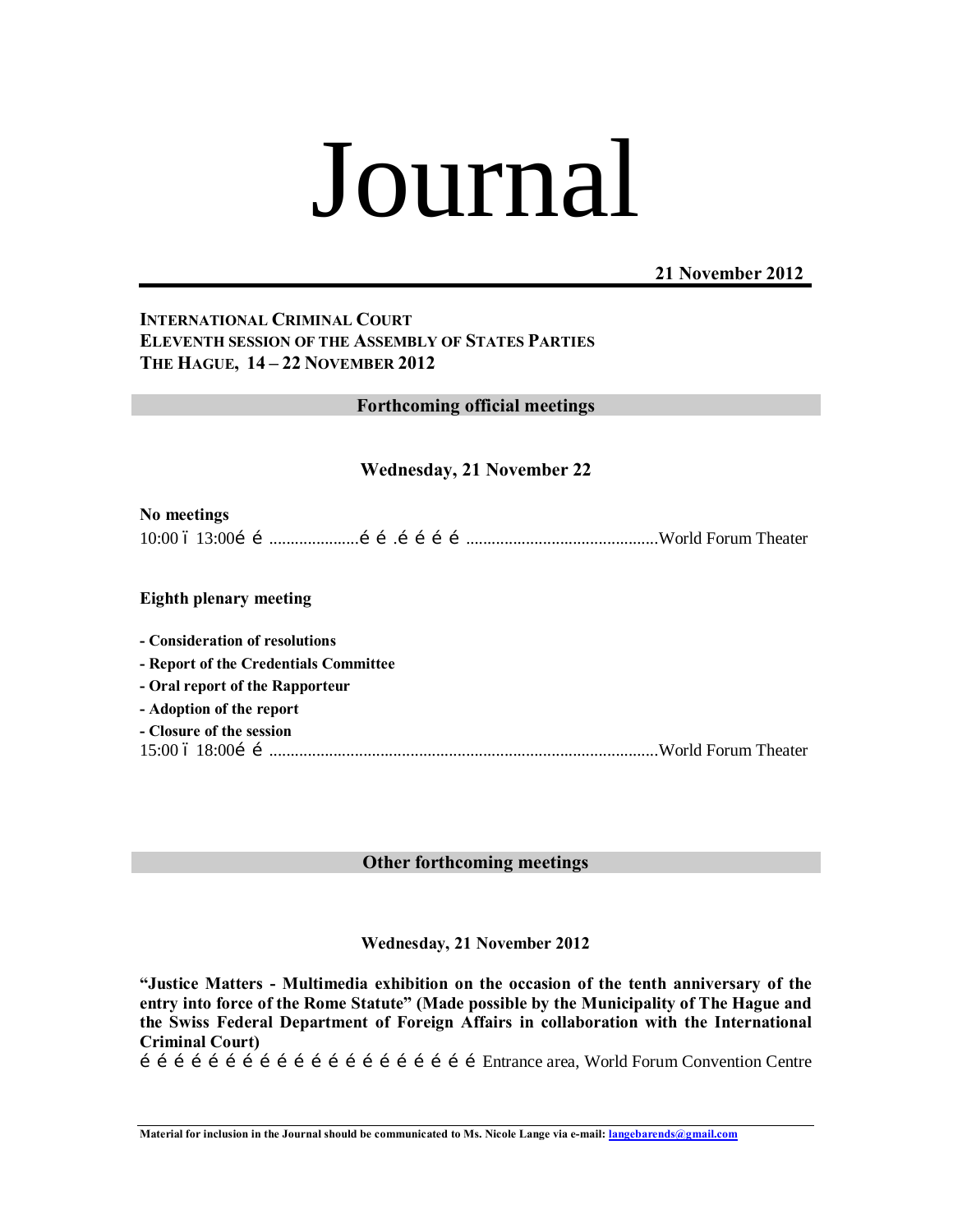# Journal

**21 November 2012**

**INTERNATIONAL CRIMINAL COURT**
**ELEVENTH SESSION OF THE ASSEMBLY OF STATES PARTIES**
**THE HAGUE, 14 – 22 NOVEMBER 2012**

## Forthcoming official meetings

### Wednesday, 21 November 22

**No meetings**
10:00 ï 13:00é é .....................é é .é é é é .............................................World Forum Theater

**Eighth plenary meeting**

- **Consideration of resolutions**
- **Report of the Credentials Committee**
- **Oral report of the Rapporteur**
- **Adoption of the report**
- **Closure of the session**

15:00 ï 18:00é é ...........................................................................................World Forum Theater

## Other forthcoming meetings

### Wednesday, 21 November 2012

**"Justice Matters - Multimedia exhibition on the occasion of the tenth anniversary of the entry into force of the Rome Statute" (Made possible by the Municipality of The Hague and the Swiss Federal Department of Foreign Affairs in collaboration with the International Criminal Court)**
é é é é é é é é é é é é é é é é é é é é Entrance area, World Forum Convention Centre

**Material for inclusion in the Journal should be communicated to Ms. Nicole Lange via e-mail: langebarends@gmail.com**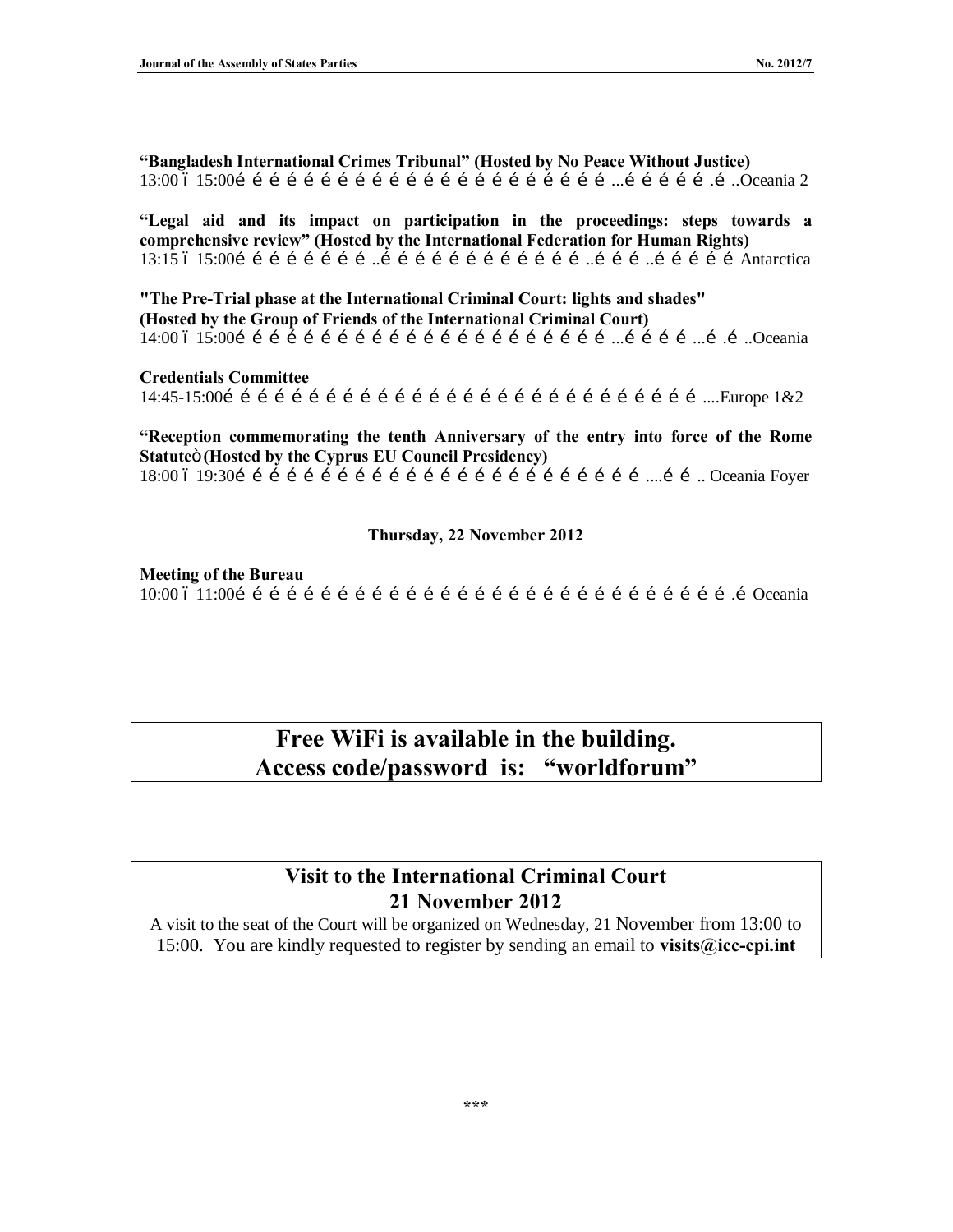**"Bangladesh International Crimes Tribunal" (Hosted by No Peace Without Justice)**
13:00 – 15:00 ........................................................................ Oceania 2

**"Legal aid and its impact on participation in the proceedings: steps towards a comprehensive review" (Hosted by the International Federation for Human Rights)**
13:15 – 15:00 ........................................................................ Antarctica

**"The Pre-Trial phase at the International Criminal Court: lights and shades" (Hosted by the Group of Friends of the International Criminal Court)**
14:00 – 15:00 ........................................................................ Oceania

**Credentials Committee**
14:45-15:00 ........................................................................ Europe 1&2

**"Reception commemorating the tenth Anniversary of the entry into force of the Rome Statute" (Hosted by the Cyprus EU Council Presidency)**
18:00 – 19:30 ........................................................................ Oceania Foyer

**Thursday, 22 November 2012**

**Meeting of the Bureau**
10:00 – 11:00 ........................................................................ Oceania

## Free WiFi is available in the building. Access code/password is: "worldforum"

## Visit to the International Criminal Court 21 November 2012

A visit to the seat of the Court will be organized on Wednesday, 21 November from 13:00 to 15:00. You are kindly requested to register by sending an email to **visits@icc-cpi.int**

***